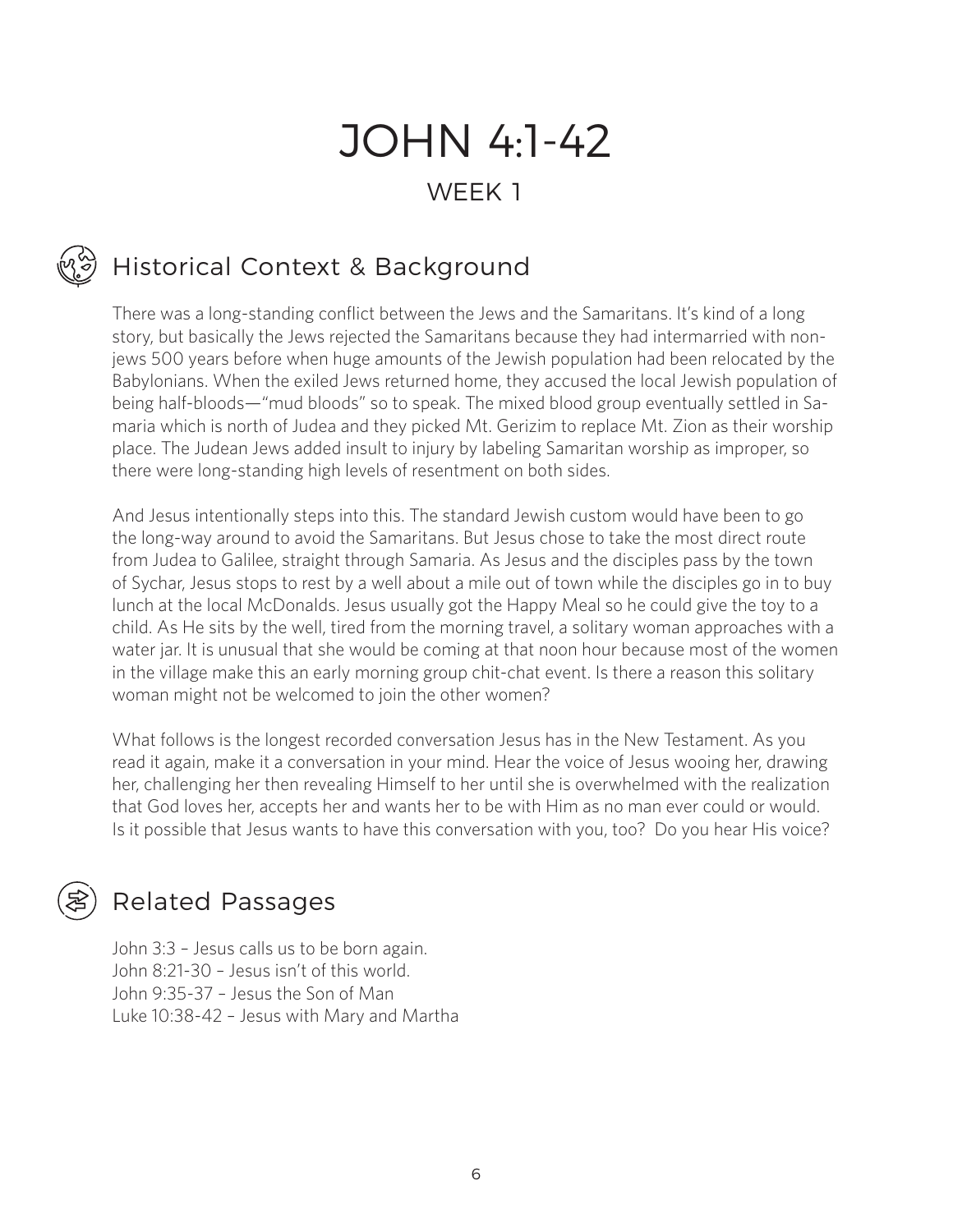# JOHN 4:1-42

## WEEK 1

## Historical Context & Background

There was a long-standing conflict between the Jews and the Samaritans. It's kind of a long story, but basically the Jews rejected the Samaritans because they had intermarried with non-jews 500 years before when huge amounts of the Jewish population had been relocated by the Babylonians. When the exiled Jews returned home, they accused the local Jewish population of being half-bloods—"mud bloods" so to speak. The mixed blood group eventually settled in Samaria which is north of Judea and they picked Mt. Gerizim to replace Mt. Zion as their worship place. The Judean Jews added insult to injury by labeling Samaritan worship as improper, so there were long-standing high levels of resentment on both sides.

And Jesus intentionally steps into this. The standard Jewish custom would have been to go the long-way around to avoid the Samaritans. But Jesus chose to take the most direct route from Judea to Galilee, straight through Samaria. As Jesus and the disciples pass by the town of Sychar, Jesus stops to rest by a well about a mile out of town while the disciples go in to buy lunch at the local McDonalds. Jesus usually got the Happy Meal so he could give the toy to a child. As He sits by the well, tired from the morning travel, a solitary woman approaches with a water jar. It is unusual that she would be coming at that noon hour because most of the women in the village make this an early morning group chit-chat event. Is there a reason this solitary woman might not be welcomed to join the other women?

What follows is the longest recorded conversation Jesus has in the New Testament. As you read it again, make it a conversation in your mind. Hear the voice of Jesus wooing her, drawing her, challenging her then revealing Himself to her until she is overwhelmed with the realization that God loves her, accepts her and wants her to be with Him as no man ever could or would. Is it possible that Jesus wants to have this conversation with you, too? Do you hear His voice?

## Related Passages

John 3:3 – Jesus calls us to be born again.
John 8:21-30 – Jesus isn't of this world.
John 9:35-37 – Jesus the Son of Man
Luke 10:38-42 – Jesus with Mary and Martha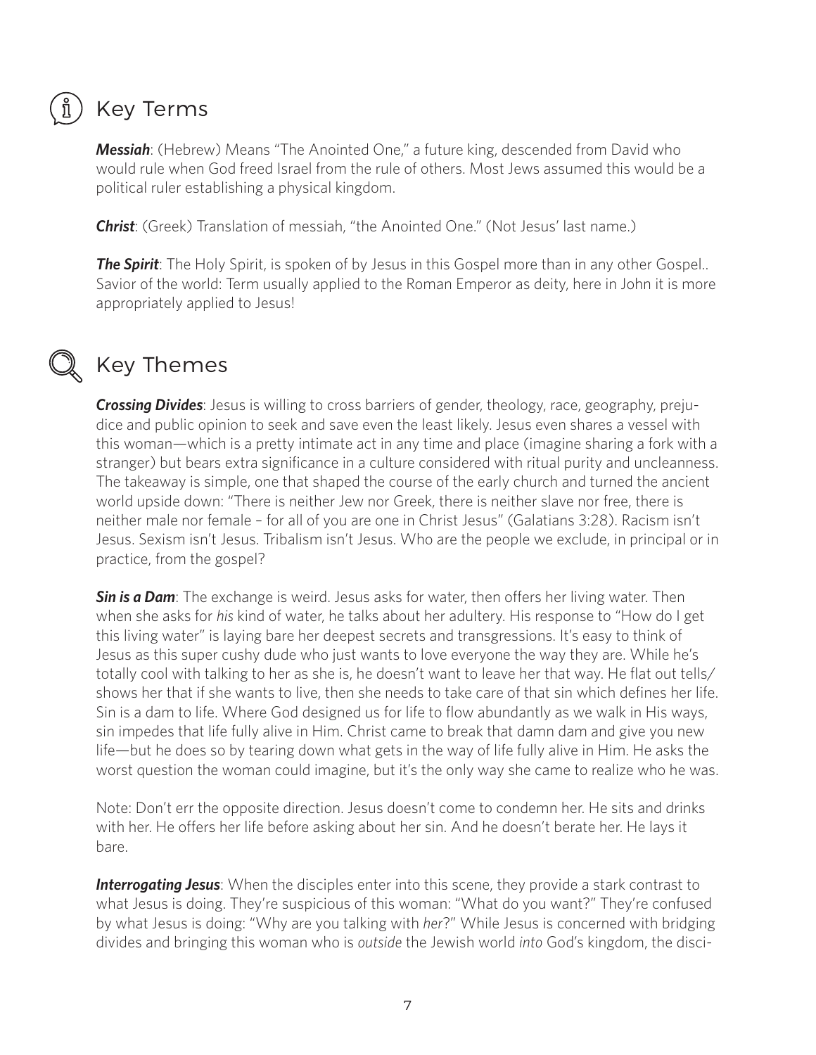## Key Terms

***Messiah***: (Hebrew) Means "The Anointed One," a future king, descended from David who would rule when God freed Israel from the rule of others. Most Jews assumed this would be a political ruler establishing a physical kingdom.

***Christ***: (Greek) Translation of messiah, "the Anointed One." (Not Jesus' last name.)

***The Spirit***: The Holy Spirit, is spoken of by Jesus in this Gospel more than in any other Gospel.. Savior of the world: Term usually applied to the Roman Emperor as deity, here in John it is more appropriately applied to Jesus!

## Key Themes

***Crossing Divides***: Jesus is willing to cross barriers of gender, theology, race, geography, prejudice and public opinion to seek and save even the least likely. Jesus even shares a vessel with this woman—which is a pretty intimate act in any time and place (imagine sharing a fork with a stranger) but bears extra significance in a culture considered with ritual purity and uncleanness. The takeaway is simple, one that shaped the course of the early church and turned the ancient world upside down: "There is neither Jew nor Greek, there is neither slave nor free, there is neither male nor female – for all of you are one in Christ Jesus" (Galatians 3:28). Racism isn't Jesus. Sexism isn't Jesus. Tribalism isn't Jesus. Who are the people we exclude, in principal or in practice, from the gospel?

***Sin is a Dam***: The exchange is weird. Jesus asks for water, then offers her living water. Then when she asks for *his* kind of water, he talks about her adultery. His response to "How do I get this living water" is laying bare her deepest secrets and transgressions. It's easy to think of Jesus as this super cushy dude who just wants to love everyone the way they are. While he's totally cool with talking to her as she is, he doesn't want to leave her that way. He flat out tells/shows her that if she wants to live, then she needs to take care of that sin which defines her life. Sin is a dam to life. Where God designed us for life to flow abundantly as we walk in His ways, sin impedes that life fully alive in Him. Christ came to break that damn dam and give you new life—but he does so by tearing down what gets in the way of life fully alive in Him. He asks the worst question the woman could imagine, but it's the only way she came to realize who he was.

Note: Don't err the opposite direction. Jesus doesn't come to condemn her. He sits and drinks with her. He offers her life before asking about her sin. And he doesn't berate her. He lays it bare.

***Interrogating Jesus***: When the disciples enter into this scene, they provide a stark contrast to what Jesus is doing. They're suspicious of this woman: "What do you want?" They're confused by what Jesus is doing: "Why are you talking with *her*?" While Jesus is concerned with bridging divides and bringing this woman who is *outside* the Jewish world *into* God's kingdom, the disci-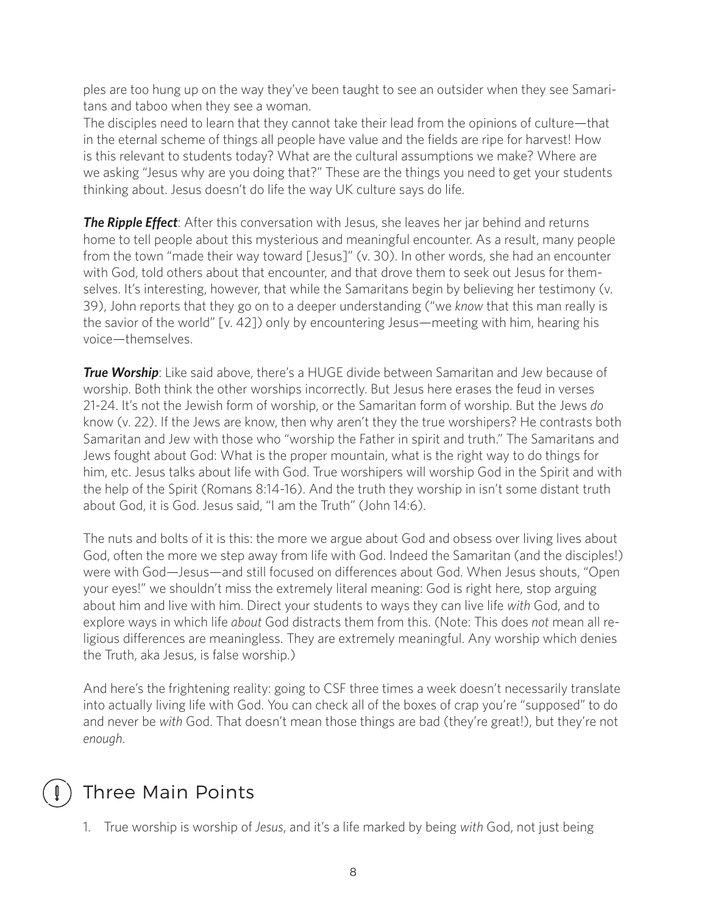ples are too hung up on the way they've been taught to see an outsider when they see Samaritans and taboo when they see a woman.
The disciples need to learn that they cannot take their lead from the opinions of culture—that in the eternal scheme of things all people have value and the fields are ripe for harvest! How is this relevant to students today? What are the cultural assumptions we make? Where are we asking "Jesus why are you doing that?" These are the things you need to get your students thinking about. Jesus doesn't do life the way UK culture says do life.

***The Ripple Effect***: After this conversation with Jesus, she leaves her jar behind and returns home to tell people about this mysterious and meaningful encounter. As a result, many people from the town "made their way toward [Jesus]" (v. 30). In other words, she had an encounter with God, told others about that encounter, and that drove them to seek out Jesus for themselves. It's interesting, however, that while the Samaritans begin by believing her testimony (v. 39), John reports that they go on to a deeper understanding ("we *know* that this man really is the savior of the world" [v. 42]) only by encountering Jesus—meeting with him, hearing his voice—themselves.

***True Worship***: Like said above, there's a HUGE divide between Samaritan and Jew because of worship. Both think the other worships incorrectly. But Jesus here erases the feud in verses 21-24. It's not the Jewish form of worship, or the Samaritan form of worship. But the Jews *do* know (v. 22). If the Jews are know, then why aren't they the true worshipers? He contrasts both Samaritan and Jew with those who "worship the Father in spirit and truth." The Samaritans and Jews fought about God: What is the proper mountain, what is the right way to do things for him, etc. Jesus talks about life with God. True worshipers will worship God in the Spirit and with the help of the Spirit (Romans 8:14-16). And the truth they worship in isn't some distant truth about God, it is God. Jesus said, "I am the Truth" (John 14:6).

The nuts and bolts of it is this: the more we argue about God and obsess over living lives about God, often the more we step away from life with God. Indeed the Samaritan (and the disciples!) were with God—Jesus—and still focused on differences about God. When Jesus shouts, "Open your eyes!" we shouldn't miss the extremely literal meaning: God is right here, stop arguing about him and live with him. Direct your students to ways they can live life *with* God, and to explore ways in which life *about* God distracts them from this. (Note: This does *not* mean all religious differences are meaningless. They are extremely meaningful. Any worship which denies the Truth, aka Jesus, is false worship.)

And here's the frightening reality: going to CSF three times a week doesn't necessarily translate into actually living life with God. You can check all of the boxes of crap you're "supposed" to do and never be *with* God. That doesn't mean those things are bad (they're great!), but they're not *enough*.

## Three Main Points

1. True worship is worship of *Jesus*, and it's a life marked by being *with* God, not just being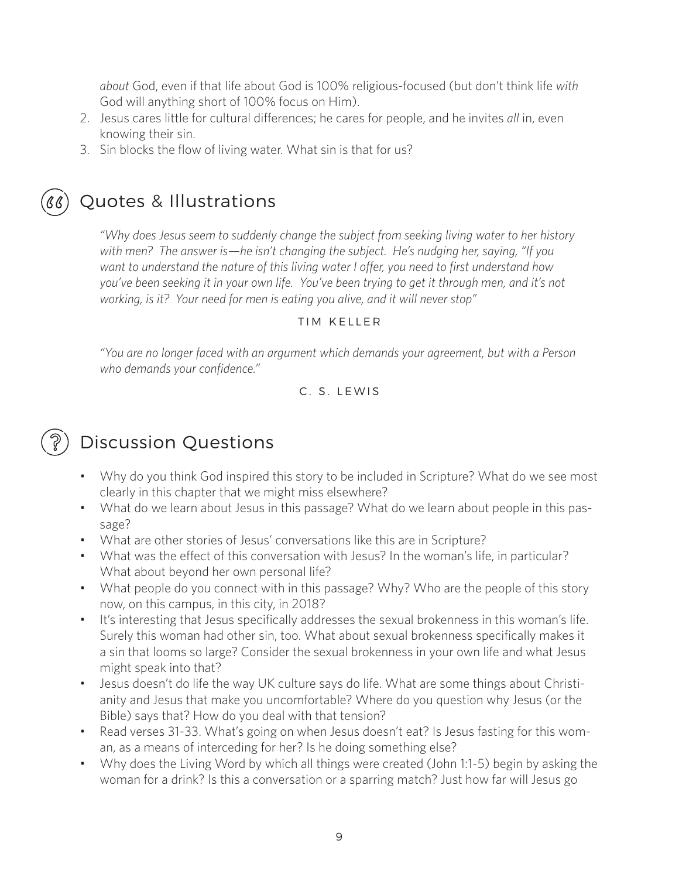*about* God, even if that life about God is 100% religious-focused (but don't think life *with* God will anything short of 100% focus on Him).

2. Jesus cares little for cultural differences; he cares for people, and he invites *all* in, even knowing their sin.
3. Sin blocks the flow of living water. What sin is that for us?

## Quotes & Illustrations

*"Why does Jesus seem to suddenly change the subject from seeking living water to her history with men? The answer is—he isn't changing the subject. He's nudging her, saying, "If you want to understand the nature of this living water I offer, you need to first understand how you've been seeking it in your own life. You've been trying to get it through men, and it's not working, is it? Your need for men is eating you alive, and it will never stop"*

TIM KELLER

*"You are no longer faced with an argument which demands your agreement, but with a Person who demands your confidence."*

C. S. LEWIS

## Discussion Questions

- Why do you think God inspired this story to be included in Scripture? What do we see most clearly in this chapter that we might miss elsewhere?
- What do we learn about Jesus in this passage? What do we learn about people in this passage?
- What are other stories of Jesus' conversations like this are in Scripture?
- What was the effect of this conversation with Jesus? In the woman's life, in particular? What about beyond her own personal life?
- What people do you connect with in this passage? Why? Who are the people of this story now, on this campus, in this city, in 2018?
- It's interesting that Jesus specifically addresses the sexual brokenness in this woman's life. Surely this woman had other sin, too. What about sexual brokenness specifically makes it a sin that looms so large? Consider the sexual brokenness in your own life and what Jesus might speak into that?
- Jesus doesn't do life the way UK culture says do life. What are some things about Christianity and Jesus that make you uncomfortable? Where do you question why Jesus (or the Bible) says that? How do you deal with that tension?
- Read verses 31-33. What's going on when Jesus doesn't eat? Is Jesus fasting for this woman, as a means of interceding for her? Is he doing something else?
- Why does the Living Word by which all things were created (John 1:1-5) begin by asking the woman for a drink? Is this a conversation or a sparring match? Just how far will Jesus go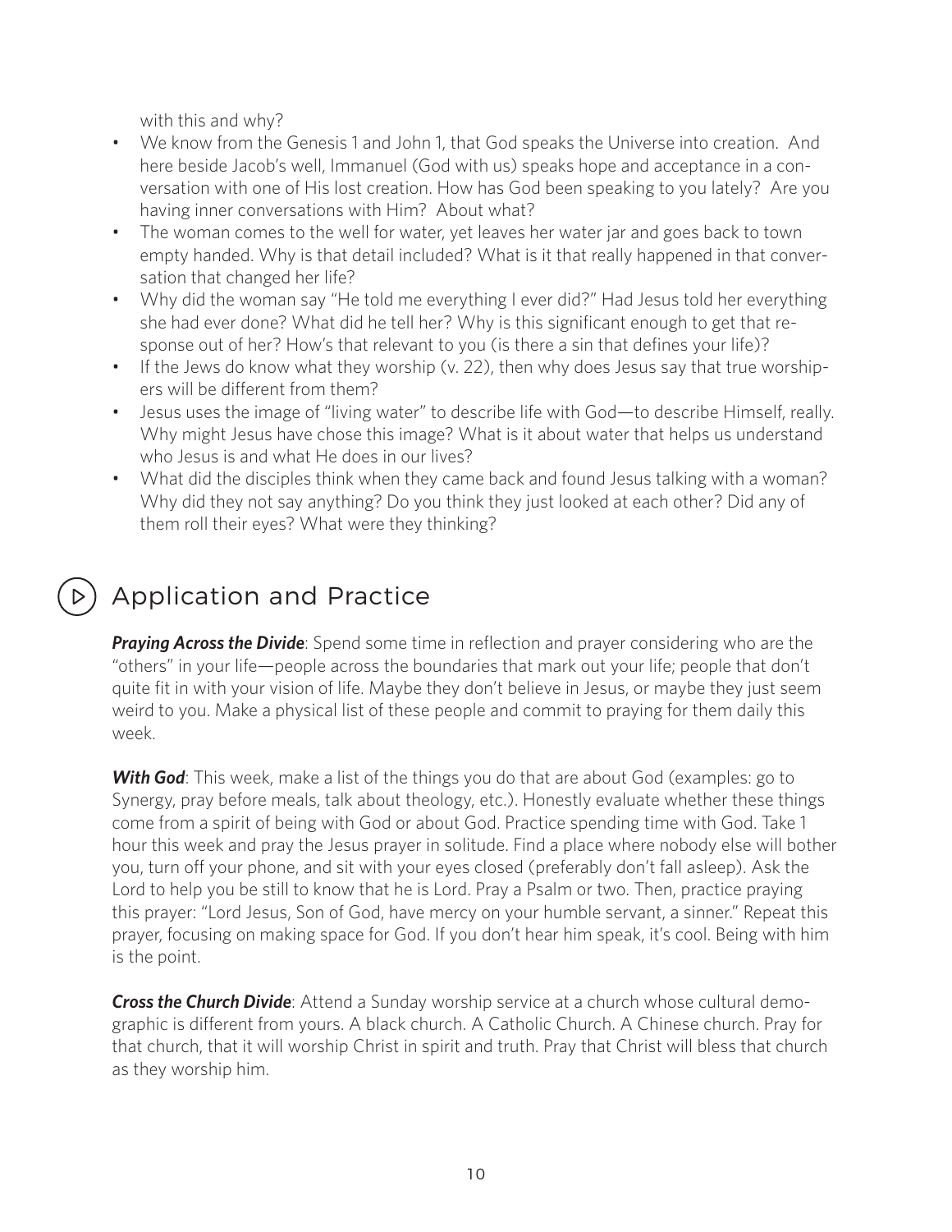with this and why?

- We know from the Genesis 1 and John 1, that God speaks the Universe into creation. And here beside Jacob's well, Immanuel (God with us) speaks hope and acceptance in a conversation with one of His lost creation. How has God been speaking to you lately? Are you having inner conversations with Him? About what?
- The woman comes to the well for water, yet leaves her water jar and goes back to town empty handed. Why is that detail included? What is it that really happened in that conversation that changed her life?
- Why did the woman say "He told me everything I ever did?" Had Jesus told her everything she had ever done? What did he tell her? Why is this significant enough to get that response out of her? How's that relevant to you (is there a sin that defines your life)?
- If the Jews do know what they worship (v. 22), then why does Jesus say that true worshipers will be different from them?
- Jesus uses the image of "living water" to describe life with God—to describe Himself, really. Why might Jesus have chose this image? What is it about water that helps us understand who Jesus is and what He does in our lives?
- What did the disciples think when they came back and found Jesus talking with a woman? Why did they not say anything? Do you think they just looked at each other? Did any of them roll their eyes? What were they thinking?

## Application and Practice

***Praying Across the Divide***: Spend some time in reflection and prayer considering who are the "others" in your life—people across the boundaries that mark out your life; people that don't quite fit in with your vision of life. Maybe they don't believe in Jesus, or maybe they just seem weird to you. Make a physical list of these people and commit to praying for them daily this week.

***With God***: This week, make a list of the things you do that are about God (examples: go to Synergy, pray before meals, talk about theology, etc.). Honestly evaluate whether these things come from a spirit of being with God or about God. Practice spending time with God. Take 1 hour this week and pray the Jesus prayer in solitude. Find a place where nobody else will bother you, turn off your phone, and sit with your eyes closed (preferably don't fall asleep). Ask the Lord to help you be still to know that he is Lord. Pray a Psalm or two. Then, practice praying this prayer: "Lord Jesus, Son of God, have mercy on your humble servant, a sinner." Repeat this prayer, focusing on making space for God. If you don't hear him speak, it's cool. Being with him is the point.

***Cross the Church Divide***: Attend a Sunday worship service at a church whose cultural demographic is different from yours. A black church. A Catholic Church. A Chinese church. Pray for that church, that it will worship Christ in spirit and truth. Pray that Christ will bless that church as they worship him.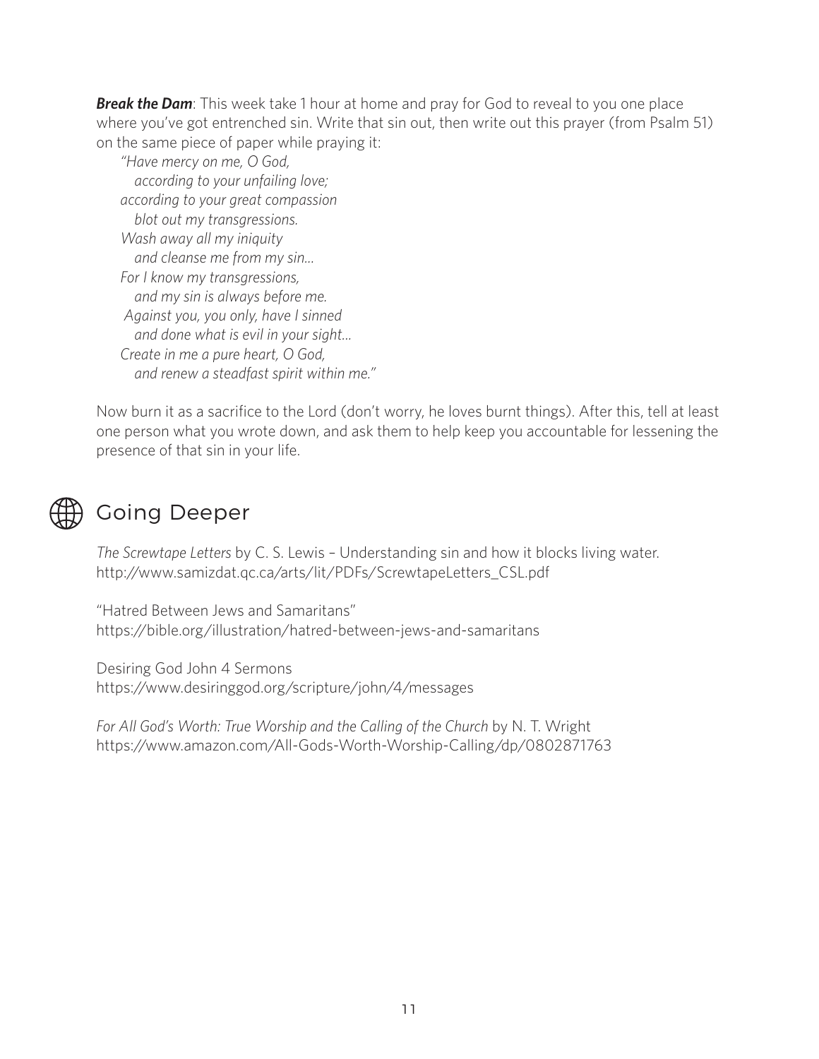***Break the Dam***: This week take 1 hour at home and pray for God to reveal to you one place where you've got entrenched sin. Write that sin out, then write out this prayer (from Psalm 51) on the same piece of paper while praying it:

> *"Have mercy on me, O God,*
> *according to your unfailing love;*
> *according to your great compassion*
> *blot out my transgressions.*
> *Wash away all my iniquity*
> *and cleanse me from my sin…*
> *For I know my transgressions,*
> *and my sin is always before me.*
> *Against you, you only, have I sinned*
> *and done what is evil in your sight…*
> *Create in me a pure heart, O God,*
> *and renew a steadfast spirit within me."*

Now burn it as a sacrifice to the Lord (don't worry, he loves burnt things). After this, tell at least one person what you wrote down, and ask them to help keep you accountable for lessening the presence of that sin in your life.

## Going Deeper

*The Screwtape Letters* by C. S. Lewis – Understanding sin and how it blocks living water.
http://www.samizdat.qc.ca/arts/lit/PDFs/ScrewtapeLetters_CSL.pdf

"Hatred Between Jews and Samaritans"
https://bible.org/illustration/hatred-between-jews-and-samaritans

Desiring God John 4 Sermons
https://www.desiringgod.org/scripture/john/4/messages

*For All God's Worth: True Worship and the Calling of the Church* by N. T. Wright
https://www.amazon.com/All-Gods-Worth-Worship-Calling/dp/0802871763